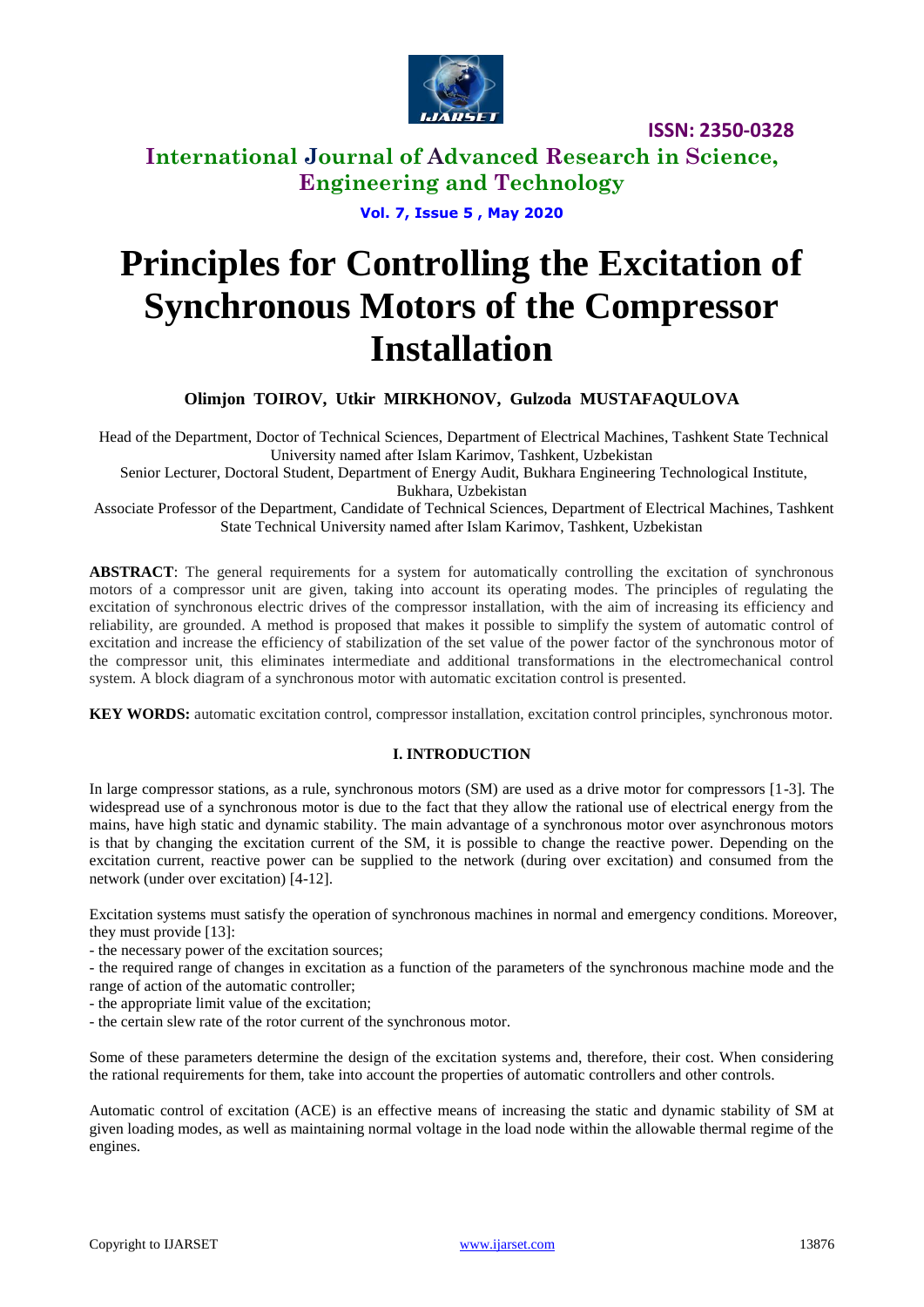# Principles for Controlling the Excitation of Synchronous Motors of the Compressor Installation

**Olimjon TOIROV, Utkir MIRKHONOV, Gulzoda MUSTAFAQULOVA**

Head of the Department, Doctor of Technical Sciences, Department of Electrical Machines, Tashkent State Technical University named after Islam Karimov, Tashkent, Uzbekistan

Senior Lecturer, Doctoral Student, Department of Energy Audit, Bukhara Engineering Technological Institute, Bukhara, Uzbekistan

Associate Professor of the Department, Candidate of Technical Sciences, Department of Electrical Machines, Tashkent State Technical University named after Islam Karimov, Tashkent, Uzbekistan

**ABSTRACT**: The general requirements for a system for automatically controlling the excitation of synchronous motors of a compressor unit are given, taking into account its operating modes. The principles of regulating the excitation of synchronous electric drives of the compressor installation, with the aim of increasing its efficiency and reliability, are grounded. A method is proposed that makes it possible to simplify the system of automatic control of excitation and increase the efficiency of stabilization of the set value of the power factor of the synchronous motor of the compressor unit, this eliminates intermediate and additional transformations in the electromechanical control system. A block diagram of a synchronous motor with automatic excitation control is presented.

**KEY WORDS:** automatic excitation control, compressor installation, excitation control principles, synchronous motor.

## I. INTRODUCTION

In large compressor stations, as a rule, synchronous motors (SM) are used as a drive motor for compressors [1-3]. The widespread use of a synchronous motor is due to the fact that they allow the rational use of electrical energy from the mains, have high static and dynamic stability. The main advantage of a synchronous motor over asynchronous motors is that by changing the excitation current of the SM, it is possible to change the reactive power. Depending on the excitation current, reactive power can be supplied to the network (during over excitation) and consumed from the network (under over excitation) [4-12].

Excitation systems must satisfy the operation of synchronous machines in normal and emergency conditions. Moreover, they must provide [13]:

- the necessary power of the excitation sources;
- the required range of changes in excitation as a function of the parameters of the synchronous machine mode and the range of action of the automatic controller;
- the appropriate limit value of the excitation;
- the certain slew rate of the rotor current of the synchronous motor.

Some of these parameters determine the design of the excitation systems and, therefore, their cost. When considering the rational requirements for them, take into account the properties of automatic controllers and other controls.

Automatic control of excitation (ACE) is an effective means of increasing the static and dynamic stability of SM at given loading modes, as well as maintaining normal voltage in the load node within the allowable thermal regime of the engines.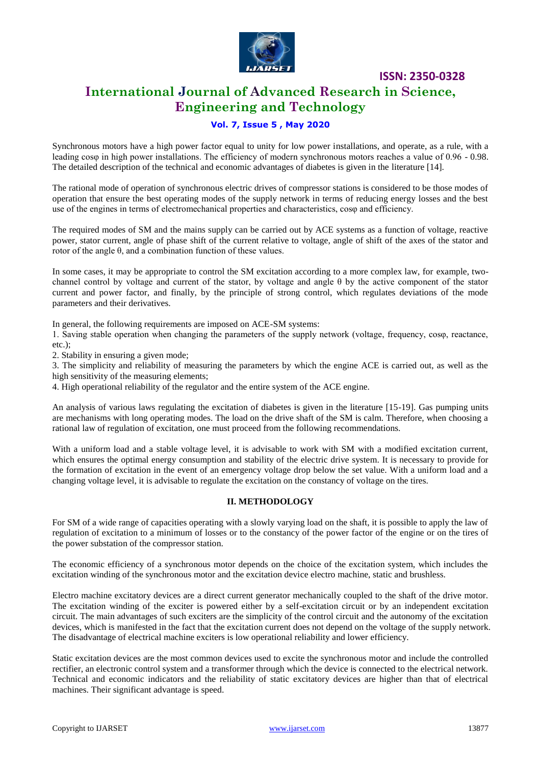Synchronous motors have a high power factor equal to unity for low power installations, and operate, as a rule, with a leading cosφ in high power installations. The efficiency of modern synchronous motors reaches a value of 0.96 - 0.98. The detailed description of the technical and economic advantages of diabetes is given in the literature [14].

The rational mode of operation of synchronous electric drives of compressor stations is considered to be those modes of operation that ensure the best operating modes of the supply network in terms of reducing energy losses and the best use of the engines in terms of electromechanical properties and characteristics, cosφ and efficiency.

The required modes of SM and the mains supply can be carried out by ACE systems as a function of voltage, reactive power, stator current, angle of phase shift of the current relative to voltage, angle of shift of the axes of the stator and rotor of the angle θ, and a combination function of these values.

In some cases, it may be appropriate to control the SM excitation according to a more complex law, for example, two-channel control by voltage and current of the stator, by voltage and angle θ by the active component of the stator current and power factor, and finally, by the principle of strong control, which regulates deviations of the mode parameters and their derivatives.

In general, the following requirements are imposed on ACE-SM systems:

1. Saving stable operation when changing the parameters of the supply network (voltage, frequency, cosφ, reactance, etc.);
2. Stability in ensuring a given mode;
3. The simplicity and reliability of measuring the parameters by which the engine ACE is carried out, as well as the high sensitivity of the measuring elements;
4. High operational reliability of the regulator and the entire system of the ACE engine.

An analysis of various laws regulating the excitation of diabetes is given in the literature [15-19]. Gas pumping units are mechanisms with long operating modes. The load on the drive shaft of the SM is calm. Therefore, when choosing a rational law of regulation of excitation, one must proceed from the following recommendations.

With a uniform load and a stable voltage level, it is advisable to work with SM with a modified excitation current, which ensures the optimal energy consumption and stability of the electric drive system. It is necessary to provide for the formation of excitation in the event of an emergency voltage drop below the set value. With a uniform load and a changing voltage level, it is advisable to regulate the excitation on the constancy of voltage on the tires.

## II. METHODOLOGY

For SM of a wide range of capacities operating with a slowly varying load on the shaft, it is possible to apply the law of regulation of excitation to a minimum of losses or to the constancy of the power factor of the engine or on the tires of the power substation of the compressor station.

The economic efficiency of a synchronous motor depends on the choice of the excitation system, which includes the excitation winding of the synchronous motor and the excitation device electro machine, static and brushless.

Electro machine excitatory devices are a direct current generator mechanically coupled to the shaft of the drive motor. The excitation winding of the exciter is powered either by a self-excitation circuit or by an independent excitation circuit. The main advantages of such exciters are the simplicity of the control circuit and the autonomy of the excitation devices, which is manifested in the fact that the excitation current does not depend on the voltage of the supply network. The disadvantage of electrical machine exciters is low operational reliability and lower efficiency.

Static excitation devices are the most common devices used to excite the synchronous motor and include the controlled rectifier, an electronic control system and a transformer through which the device is connected to the electrical network. Technical and economic indicators and the reliability of static excitatory devices are higher than that of electrical machines. Their significant advantage is speed.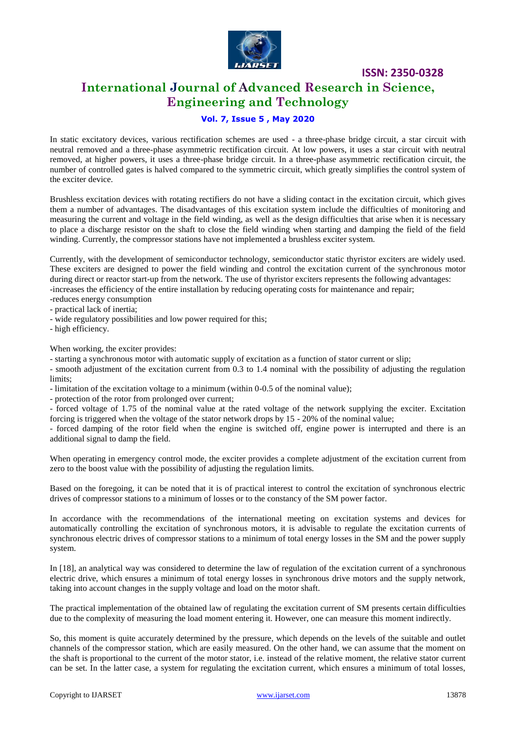In static excitatory devices, various rectification schemes are used - a three-phase bridge circuit, a star circuit with neutral removed and a three-phase asymmetric rectification circuit. At low powers, it uses a star circuit with neutral removed, at higher powers, it uses a three-phase bridge circuit. In a three-phase asymmetric rectification circuit, the number of controlled gates is halved compared to the symmetric circuit, which greatly simplifies the control system of the exciter device.

Brushless excitation devices with rotating rectifiers do not have a sliding contact in the excitation circuit, which gives them a number of advantages. The disadvantages of this excitation system include the difficulties of monitoring and measuring the current and voltage in the field winding, as well as the design difficulties that arise when it is necessary to place a discharge resistor on the shaft to close the field winding when starting and damping the field of the field winding. Currently, the compressor stations have not implemented a brushless exciter system.

Currently, with the development of semiconductor technology, semiconductor static thyristor exciters are widely used. These exciters are designed to power the field winding and control the excitation current of the synchronous motor during direct or reactor start-up from the network. The use of thyristor exciters represents the following advantages:

- increases the efficiency of the entire installation by reducing operating costs for maintenance and repair;
- reduces energy consumption
- practical lack of inertia;
- wide regulatory possibilities and low power required for this;
- high efficiency.

When working, the exciter provides:

- starting a synchronous motor with automatic supply of excitation as a function of stator current or slip;
- smooth adjustment of the excitation current from 0.3 to 1.4 nominal with the possibility of adjusting the regulation limits;
- limitation of the excitation voltage to a minimum (within 0-0.5 of the nominal value);
- protection of the rotor from prolonged over current;
- forced voltage of 1.75 of the nominal value at the rated voltage of the network supplying the exciter. Excitation forcing is triggered when the voltage of the stator network drops by 15 - 20% of the nominal value;
- forced damping of the rotor field when the engine is switched off, engine power is interrupted and there is an additional signal to damp the field.

When operating in emergency control mode, the exciter provides a complete adjustment of the excitation current from zero to the boost value with the possibility of adjusting the regulation limits.

Based on the foregoing, it can be noted that it is of practical interest to control the excitation of synchronous electric drives of compressor stations to a minimum of losses or to the constancy of the SM power factor.

In accordance with the recommendations of the international meeting on excitation systems and devices for automatically controlling the excitation of synchronous motors, it is advisable to regulate the excitation currents of synchronous electric drives of compressor stations to a minimum of total energy losses in the SM and the power supply system.

In [18], an analytical way was considered to determine the law of regulation of the excitation current of a synchronous electric drive, which ensures a minimum of total energy losses in synchronous drive motors and the supply network, taking into account changes in the supply voltage and load on the motor shaft.

The practical implementation of the obtained law of regulating the excitation current of SM presents certain difficulties due to the complexity of measuring the load moment entering it. However, one can measure this moment indirectly.

So, this moment is quite accurately determined by the pressure, which depends on the levels of the suitable and outlet channels of the compressor station, which are easily measured. On the other hand, we can assume that the moment on the shaft is proportional to the current of the motor stator, i.e. instead of the relative moment, the relative stator current can be set. In the latter case, a system for regulating the excitation current, which ensures a minimum of total losses,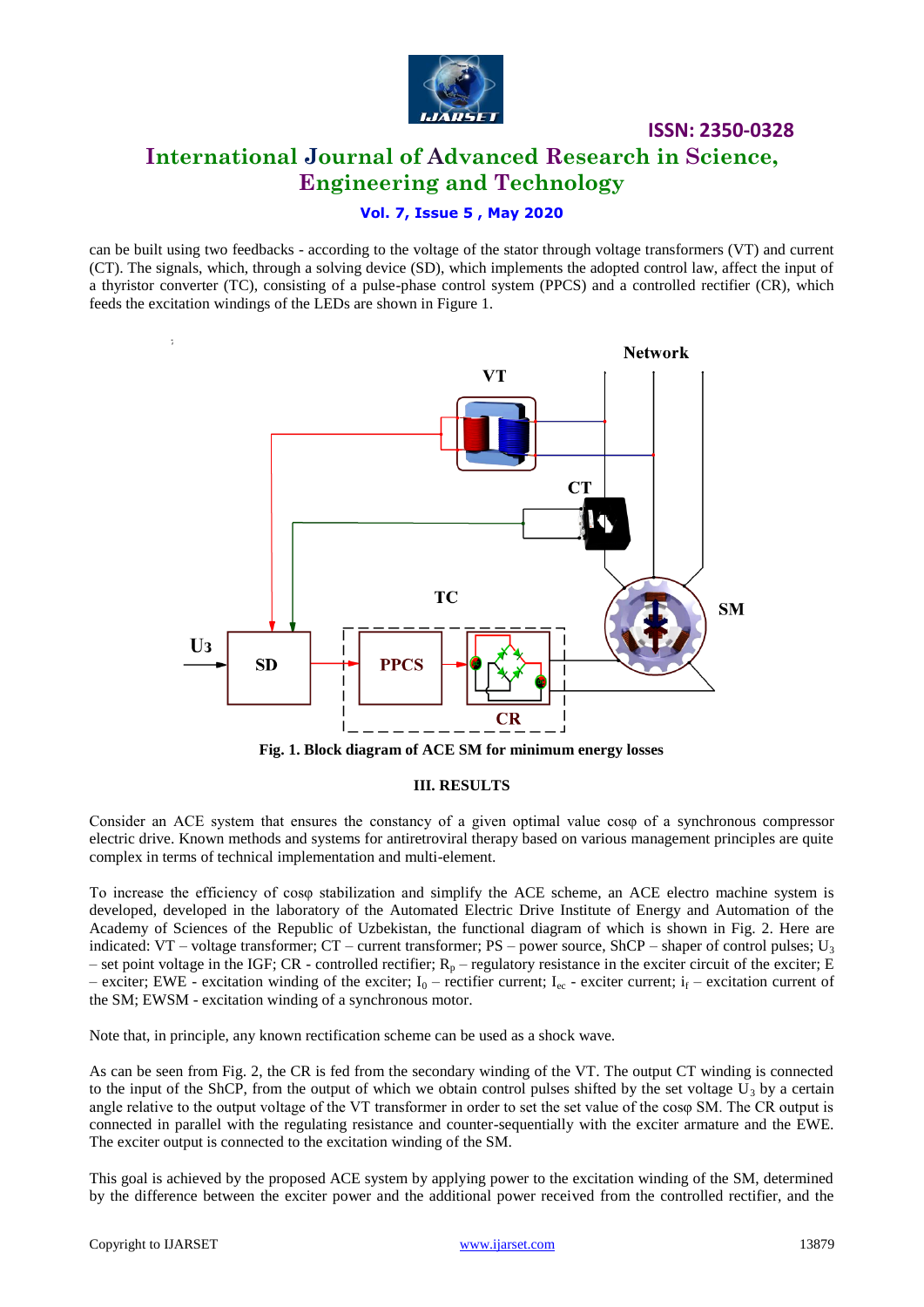can be built using two feedbacks - according to the voltage of the stator through voltage transformers (VT) and current (CT). The signals, which, through a solving device (SD), which implements the adopted control law, affect the input of a thyristor converter (TC), consisting of a pulse-phase control system (PPCS) and a controlled rectifier (CR), which feeds the excitation windings of the LEDs are shown in Figure 1.

**Fig. 1. Block diagram of ACE SM for minimum energy losses**

### III. RESULTS

Consider an ACE system that ensures the constancy of a given optimal value cosφ of a synchronous compressor electric drive. Known methods and systems for antiretroviral therapy based on various management principles are quite complex in terms of technical implementation and multi-element.

To increase the efficiency of cosφ stabilization and simplify the ACE scheme, an ACE electro machine system is developed, developed in the laboratory of the Automated Electric Drive Institute of Energy and Automation of the Academy of Sciences of the Republic of Uzbekistan, the functional diagram of which is shown in Fig. 2. Here are indicated: VT – voltage transformer; CT – current transformer; PS – power source, ShCP – shaper of control pulses; $U_3$ – set point voltage in the IGF; CR - controlled rectifier; $R_p$ – regulatory resistance in the exciter circuit of the exciter; E – exciter; EWE - excitation winding of the exciter; $I_0$ – rectifier current; $I_{ec}$ - exciter current; $i_f$ – excitation current of the SM; EWSM - excitation winding of a synchronous motor.

Note that, in principle, any known rectification scheme can be used as a shock wave.

As can be seen from Fig. 2, the CR is fed from the secondary winding of the VT. The output CT winding is connected to the input of the ShCP, from the output of which we obtain control pulses shifted by the set voltage $U_3$ by a certain angle relative to the output voltage of the VT transformer in order to set the set value of the cosφ SM. The CR output is connected in parallel with the regulating resistance and counter-sequentially with the exciter armature and the EWE. The exciter output is connected to the excitation winding of the SM.

This goal is achieved by the proposed ACE system by applying power to the excitation winding of the SM, determined by the difference between the exciter power and the additional power received from the controlled rectifier, and the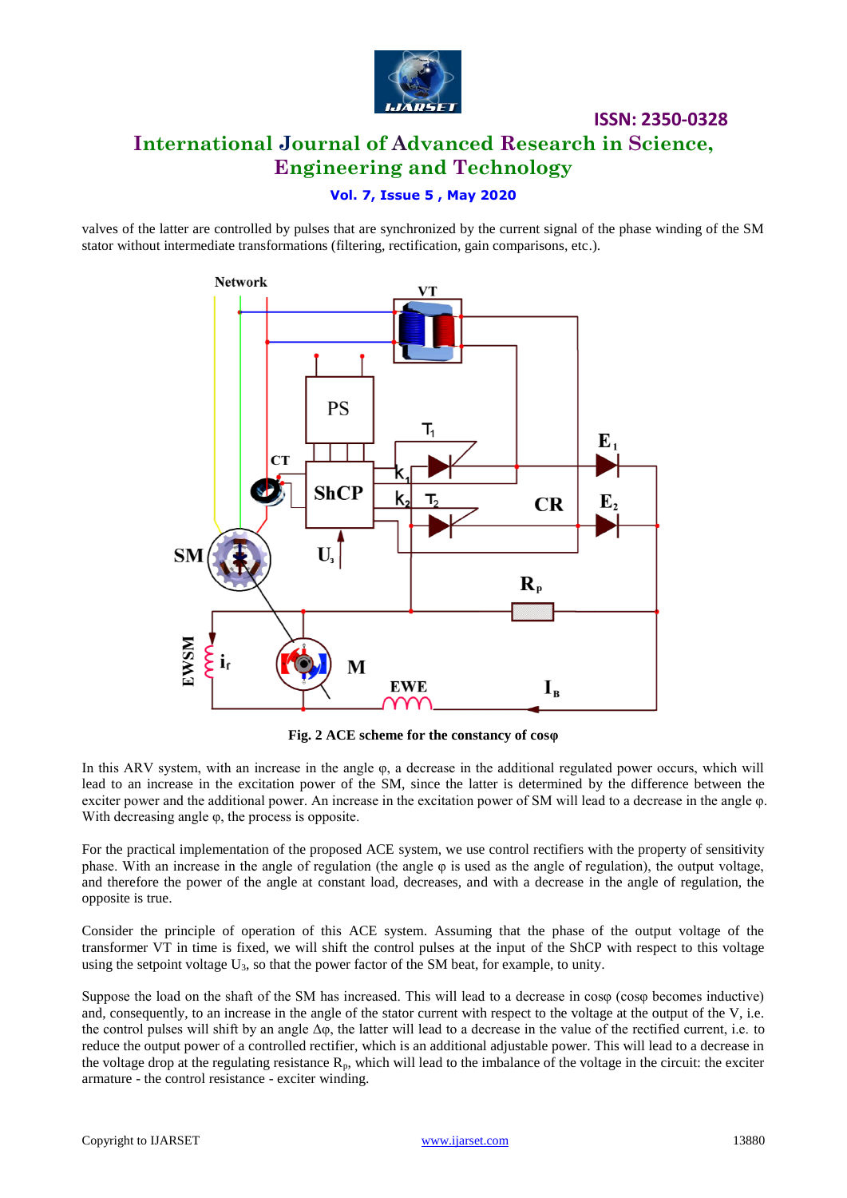valves of the latter are controlled by pulses that are synchronized by the current signal of the phase winding of the SM stator without intermediate transformations (filtering, rectification, gain comparisons, etc.).

**Fig. 2 ACE scheme for the constancy of cosφ**

In this ARV system, with an increase in the angle φ, a decrease in the additional regulated power occurs, which will lead to an increase in the excitation power of the SM, since the latter is determined by the difference between the exciter power and the additional power. An increase in the excitation power of SM will lead to a decrease in the angle φ. With decreasing angle φ, the process is opposite.

For the practical implementation of the proposed ACE system, we use control rectifiers with the property of sensitivity phase. With an increase in the angle of regulation (the angle φ is used as the angle of regulation), the output voltage, and therefore the power of the angle at constant load, decreases, and with a decrease in the angle of regulation, the opposite is true.

Consider the principle of operation of this ACE system. Assuming that the phase of the output voltage of the transformer VT in time is fixed, we will shift the control pulses at the input of the ShCP with respect to this voltage using the setpoint voltage $U_3$, so that the power factor of the SM beat, for example, to unity.

Suppose the load on the shaft of the SM has increased. This will lead to a decrease in cosφ (cosφ becomes inductive) and, consequently, to an increase in the angle of the stator current with respect to the voltage at the output of the V, i.e. the control pulses will shift by an angle Δφ, the latter will lead to a decrease in the value of the rectified current, i.e. to reduce the output power of a controlled rectifier, which is an additional adjustable power. This will lead to a decrease in the voltage drop at the regulating resistance $R_p$, which will lead to the imbalance of the voltage in the circuit: the exciter armature - the control resistance - exciter winding.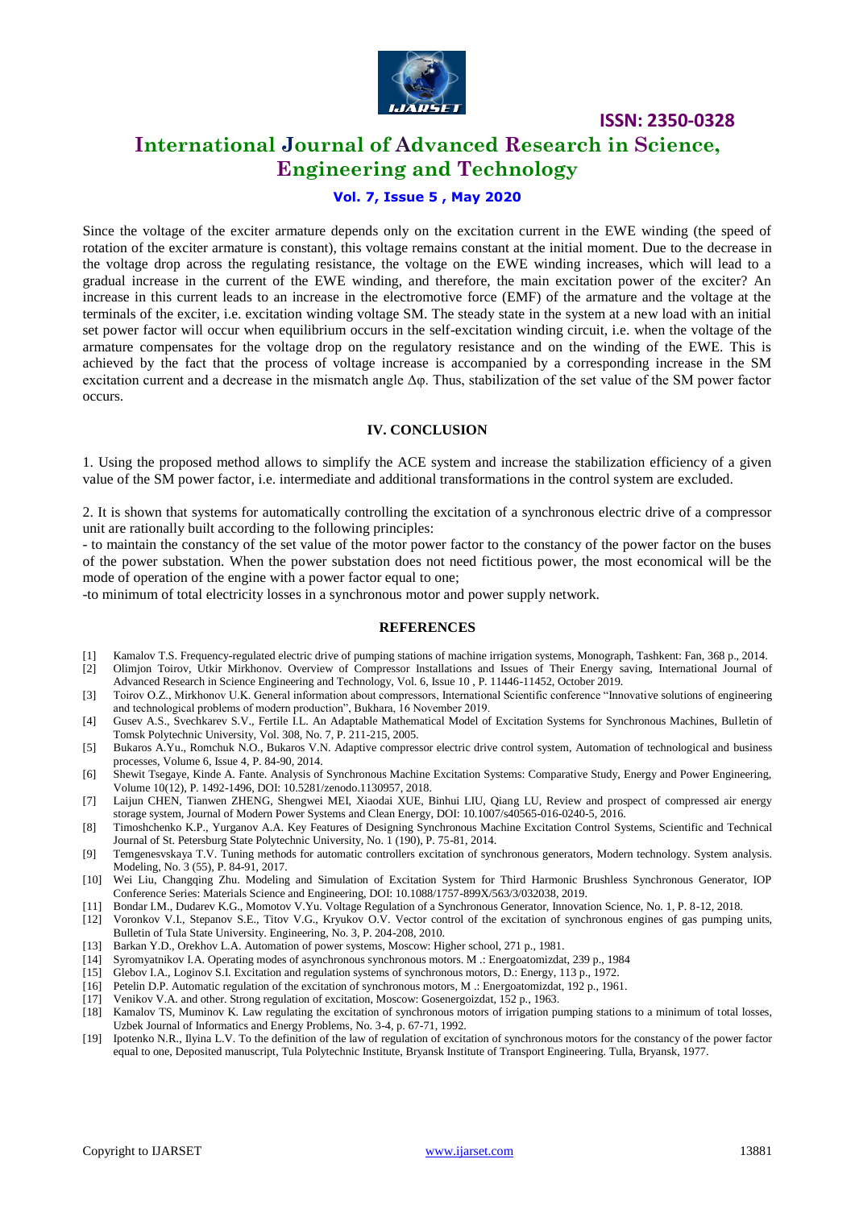Since the voltage of the exciter armature depends only on the excitation current in the EWE winding (the speed of rotation of the exciter armature is constant), this voltage remains constant at the initial moment. Due to the decrease in the voltage drop across the regulating resistance, the voltage on the EWE winding increases, which will lead to a gradual increase in the current of the EWE winding, and therefore, the main excitation power of the exciter? An increase in this current leads to an increase in the electromotive force (EMF) of the armature and the voltage at the terminals of the exciter, i.e. excitation winding voltage SM. The steady state in the system at a new load with an initial set power factor will occur when equilibrium occurs in the self-excitation winding circuit, i.e. when the voltage of the armature compensates for the voltage drop on the regulatory resistance and on the winding of the EWE. This is achieved by the fact that the process of voltage increase is accompanied by a corresponding increase in the SM excitation current and a decrease in the mismatch angle $\Delta\varphi$. Thus, stabilization of the set value of the SM power factor occurs.

## IV. CONCLUSION

1. Using the proposed method allows to simplify the ACE system and increase the stabilization efficiency of a given value of the SM power factor, i.e. intermediate and additional transformations in the control system are excluded.

2. It is shown that systems for automatically controlling the excitation of a synchronous electric drive of a compressor unit are rationally built according to the following principles:

- to maintain the constancy of the set value of the motor power factor to the constancy of the power factor on the buses of the power substation. When the power substation does not need fictitious power, the most economical will be the mode of operation of the engine with a power factor equal to one;

-to minimum of total electricity losses in a synchronous motor and power supply network.

## REFERENCES

[1] Kamalov T.S. Frequency-regulated electric drive of pumping stations of machine irrigation systems, Monograph, Tashkent: Fan, 368 p., 2014.

[2] Olimjon Toirov, Utkir Mirkhonov. Overview of Compressor Installations and Issues of Their Energy saving, International Journal of Advanced Research in Science Engineering and Technology, Vol. 6, Issue 10 , P. 11446-11452, October 2019.

[3] Toirov O.Z., Mirkhonov U.K. General information about compressors, International Scientific conference "Innovative solutions of engineering and technological problems of modern production", Bukhara, 16 November 2019.

[4] Gusev A.S., Svechkarev S.V., Fertile I.L. An Adaptable Mathematical Model of Excitation Systems for Synchronous Machines, Bulletin of Tomsk Polytechnic University, Vol. 308, No. 7, P. 211-215, 2005.

[5] Bukaros A.Yu., Romchuk N.O., Bukaros V.N. Adaptive compressor electric drive control system, Automation of technological and business processes, Volume 6, Issue 4, P. 84-90, 2014.

[6] Shewit Tsegaye, Kinde A. Fante. Analysis of Synchronous Machine Excitation Systems: Comparative Study, Energy and Power Engineering, Volume 10(12), P. 1492-1496, DOI: 10.5281/zenodo.1130957, 2018.

[7] Laijun CHEN, Tianwen ZHENG, Shengwei MEI, Xiaodai XUE, Binhui LIU, Qiang LU, Review and prospect of compressed air energy storage system, Journal of Modern Power Systems and Clean Energy, DOI: 10.1007/s40565-016-0240-5, 2016.

[8] Timoshchenko K.P., Yurganov A.A. Key Features of Designing Synchronous Machine Excitation Control Systems, Scientific and Technical Journal of St. Petersburg State Polytechnic University, No. 1 (190), P. 75-81, 2014.

[9] Temgenesvskaya T.V. Tuning methods for automatic controllers excitation of synchronous generators, Modern technology. System analysis. Modeling, No. 3 (55), P. 84-91, 2017.

[10] Wei Liu, Changqing Zhu. Modeling and Simulation of Excitation System for Third Harmonic Brushless Synchronous Generator, IOP Conference Series: Materials Science and Engineering, DOI: 10.1088/1757-899X/563/3/032038, 2019.

[11] Bondar I.M., Dudarev K.G., Momotov V.Yu. Voltage Regulation of a Synchronous Generator, Innovation Science, No. 1, P. 8-12, 2018.

[12] Voronkov V.I., Stepanov S.E., Titov V.G., Kryukov O.V. Vector control of the excitation of synchronous engines of gas pumping units, Bulletin of Tula State University. Engineering, No. 3, P. 204-208, 2010.

[13] Barkan Y.D., Orekhov L.A. Automation of power systems, Moscow: Higher school, 271 p., 1981.

[14] Syromyatnikov I.A. Operating modes of asynchronous synchronous motors. M .: Energoatomizdat, 239 p., 1984

[15] Glebov I.A., Loginov S.I. Excitation and regulation systems of synchronous motors, D.: Energy, 113 p., 1972.

[16] Petelin D.P. Automatic regulation of the excitation of synchronous motors, M .: Energoatomizdat, 192 p., 1961.

[17] Venikov V.A. and other. Strong regulation of excitation, Moscow: Gosenergoizdat, 152 p., 1963.

[18] Kamalov TS, Muminov K. Law regulating the excitation of synchronous motors of irrigation pumping stations to a minimum of total losses, Uzbek Journal of Informatics and Energy Problems, No. 3-4, p. 67-71, 1992.

[19] Ipotenko N.R., Ilyina L.V. To the definition of the law of regulation of excitation of synchronous motors for the constancy of the power factor equal to one, Deposited manuscript, Tula Polytechnic Institute, Bryansk Institute of Transport Engineering. Tulla, Bryansk, 1977.